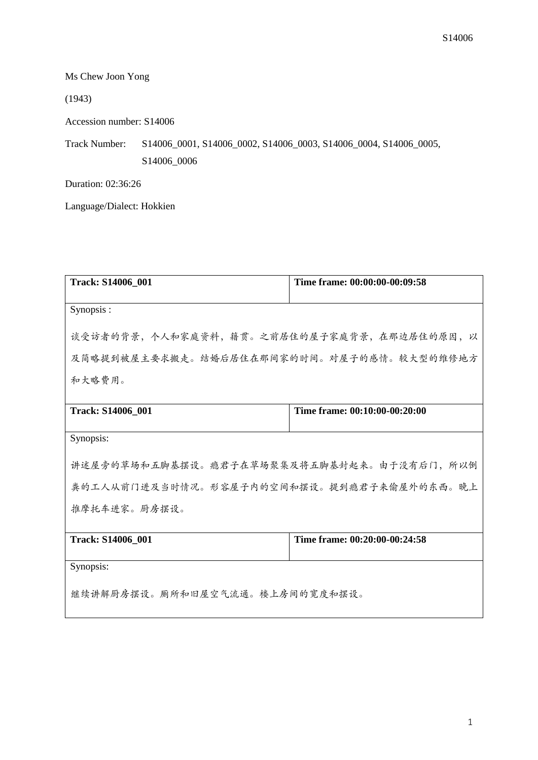Ms Chew Joon Yong

(1943)

Accession number: S14006

Track Number: S14006_0001, S14006_0002, S14006_0003, S14006_0004, S14006_0005, S14006_0006

Duration: 02:36:26

Language/Dialect: Hokkien

| **Track: S14006_001** | **Time frame: 00:00:00-00:09:58** |
|---|---|
| Synopsis :<br><br>谈受访者的背景，个人和家庭资料，籍贯。之前居住的屋子家庭背景，在那边居住的原因，以及简略提到被屋主要求搬走。结婚后居住在那间家的时间。对屋子的感情。较大型的维修地方和大略费用。 | |
| **Track: S14006_001** | **Time frame: 00:10:00-00:20:00** |
| Synopsis:<br><br>讲述屋旁的草场和五脚基摆设。瘾君子在草场聚集及将五脚基封起来。由于没有后门，所以倒粪的工人从前门进及当时情况。形容屋子内的空间和摆设。提到瘾君子来偷屋外的东西。晚上推摩托车进家。厨房摆设。 | |
| **Track: S14006_001** | **Time frame: 00:20:00-00:24:58** |
| Synopsis:<br><br>继续讲解厨房摆设。厕所和旧屋空气流通。楼上房间的宽度和摆设。 | |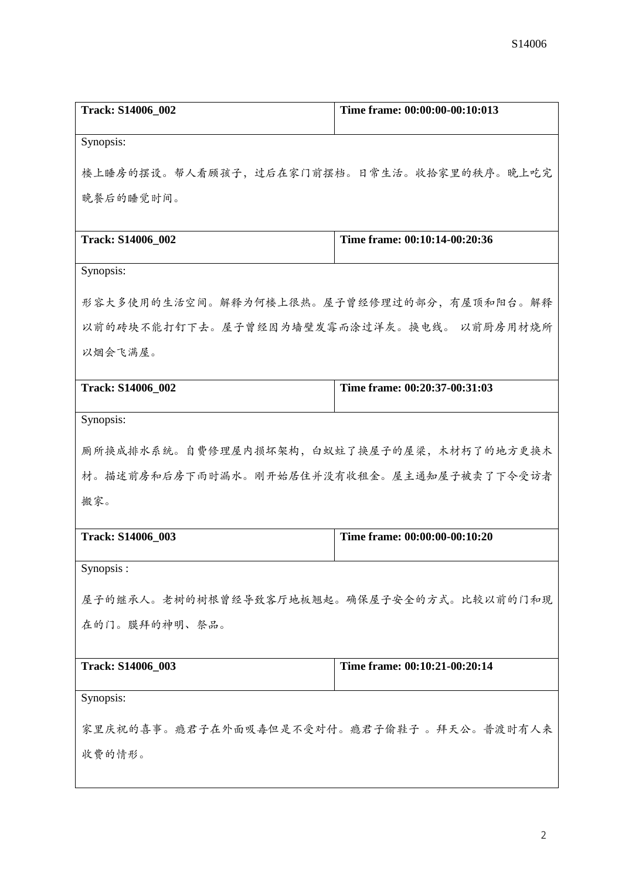| Track: S14006_002 | Time frame: 00:00:00-00:10:013 |
|---|---|
| Synopsis: | |
| 楼上睡房的摆设。帮人看顾孩子，过后在家门前摆档。日常生活。收拾家里的秩序。晚上吃完晚餐后的睡觉时间。 | |

| Track: S14006_002 | Time frame: 00:10:14-00:20:36 |
|---|---|
| Synopsis: | |
| 形容大多使用的生活空间。解释为何楼上很热。屋子曾经修理过的部分，有屋顶和阳台。解释以前的砖块不能打钉下去。屋子曾经因为墙壁发霉而涂过洋灰。换电线。 以前厨房用材烧所以烟会飞满屋。 | |

| Track: S14006_002 | Time frame: 00:20:37-00:31:03 |
|---|---|
| Synopsis: | |
| 厕所换成排水系统。自费修理屋内损坏架构，白蚁蛀了换屋子的屋梁，木材朽了的地方更换木材。描述前房和后房下雨时漏水。刚开始居住并没有收租金。屋主通知屋子被卖了下令受访者搬家。 | |

| Track: S14006_003 | Time frame: 00:00:00-00:10:20 |
|---|---|
| Synopsis : | |
| 屋子的继承人。老树的树根曾经导致客厅地板翘起。确保屋子安全的方式。比较以前的门和现在的门。膜拜的神明、祭品。 | |

| Track: S14006_003 | Time frame: 00:10:21-00:20:14 |
|---|---|
| Synopsis: | |
| 家里庆祝的喜事。瘾君子在外面吸毒但是不受对付。瘾君子偷鞋子 。拜天公。普渡时有人来收费的情形。 | |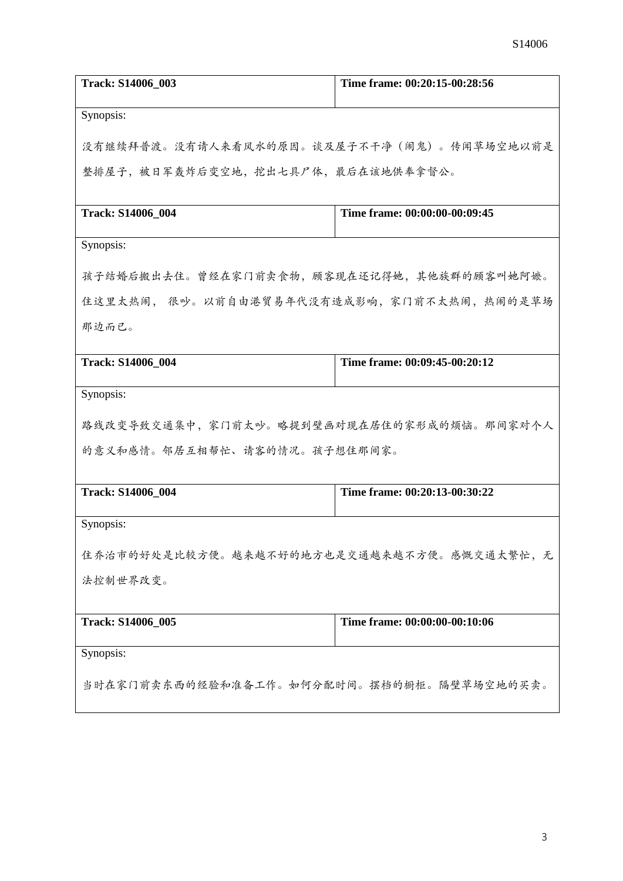| Track: S14006_003 | Time frame: 00:20:15-00:28:56 |
|---|---|
| Synopsis: | |
| 没有继续拜普渡。没有请人来看风水的原因。谈及屋子不干净（闹鬼）。传闻草场空地以前是整排屋子，被日军轰炸后变空地，挖出七具尸体，最后在该地供奉拿督公。 | |

| Track: S14006_004 | Time frame: 00:00:00-00:09:45 |
|---|---|
| Synopsis: | |
| 孩子结婚后搬出去住。曾经在家门前卖食物，顾客现在还记得她，其他族群的顾客叫她阿嬷。住这里太热闹， 很吵。以前自由港贸易年代没有造成影响，家门前不太热闹，热闹的是草场那边而已。 | |

| Track: S14006_004 | Time frame: 00:09:45-00:20:12 |
|---|---|
| Synopsis: | |
| 路线改变导致交通集中，家门前太吵。略提到壁画对现在居住的家形成的烦恼。那间家对个人的意义和感情。邻居互相帮忙、请客的情况。孩子想住那间家。 | |

| Track: S14006_004 | Time frame: 00:20:13-00:30:22 |
|---|---|
| Synopsis: | |
| 住乔治市的好处是比较方便。越来越不好的地方也是交通越来越不方便。感慨交通太繁忙，无法控制世界改变。 | |

| Track: S14006_005 | Time frame: 00:00:00-00:10:06 |
|---|---|
| Synopsis: | |
| 当时在家门前卖东西的经验和准备工作。如何分配时间。摆档的橱柜。隔壁草场空地的买卖。 | |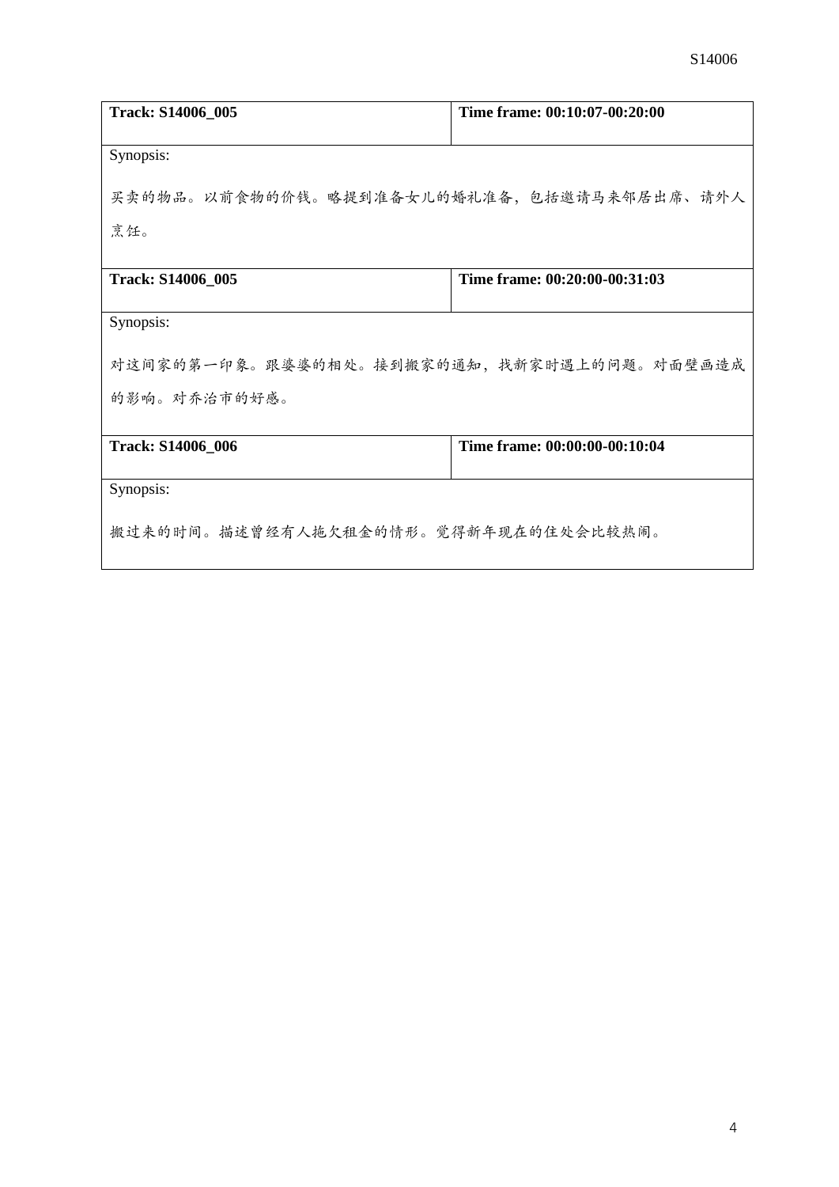| Track: S14006_005 | Time frame: 00:10:07-00:20:00 |
| --- | --- |
| Synopsis:<br><br>买卖的物品。以前食物的价钱。略提到准备女儿的婚礼准备，包括邀请马来邻居出席、请外人烹饪。 | |

| Track: S14006_005 | Time frame: 00:20:00-00:31:03 |
| --- | --- |
| Synopsis:<br><br>对这间家的第一印象。跟婆婆的相处。接到搬家的通知，找新家时遇上的问题。对面壁画造成的影响。对乔治市的好感。 | |

| Track: S14006_006 | Time frame: 00:00:00-00:10:04 |
| --- | --- |
| Synopsis:<br><br>搬过来的时间。描述曾经有人拖欠租金的情形。觉得新年现在的住处会比较热闹。 | |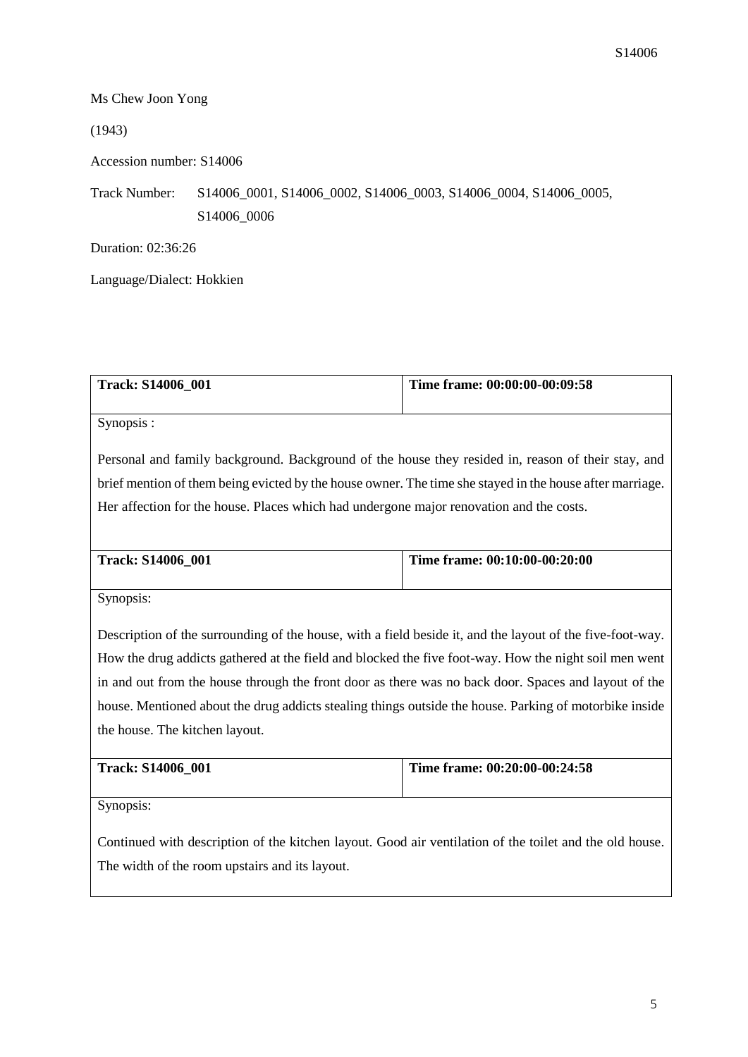Ms Chew Joon Yong

(1943)

Accession number: S14006

Track Number: S14006_0001, S14006_0002, S14006_0003, S14006_0004, S14006_0005, S14006_0006

Duration: 02:36:26

Language/Dialect: Hokkien

| **Track: S14006_001** | **Time frame: 00:00:00-00:09:58** |
|---|---|
| Synopsis :<br><br>Personal and family background. Background of the house they resided in, reason of their stay, and brief mention of them being evicted by the house owner. The time she stayed in the house after marriage. Her affection for the house. Places which had undergone major renovation and the costs. | |
| **Track: S14006_001** | **Time frame: 00:10:00-00:20:00** |
| Synopsis:<br><br>Description of the surrounding of the house, with a field beside it, and the layout of the five-foot-way. How the drug addicts gathered at the field and blocked the five foot-way. How the night soil men went in and out from the house through the front door as there was no back door. Spaces and layout of the house. Mentioned about the drug addicts stealing things outside the house. Parking of motorbike inside the house. The kitchen layout. | |
| **Track: S14006_001** | **Time frame: 00:20:00-00:24:58** |
| Synopsis:<br><br>Continued with description of the kitchen layout. Good air ventilation of the toilet and the old house. The width of the room upstairs and its layout. | |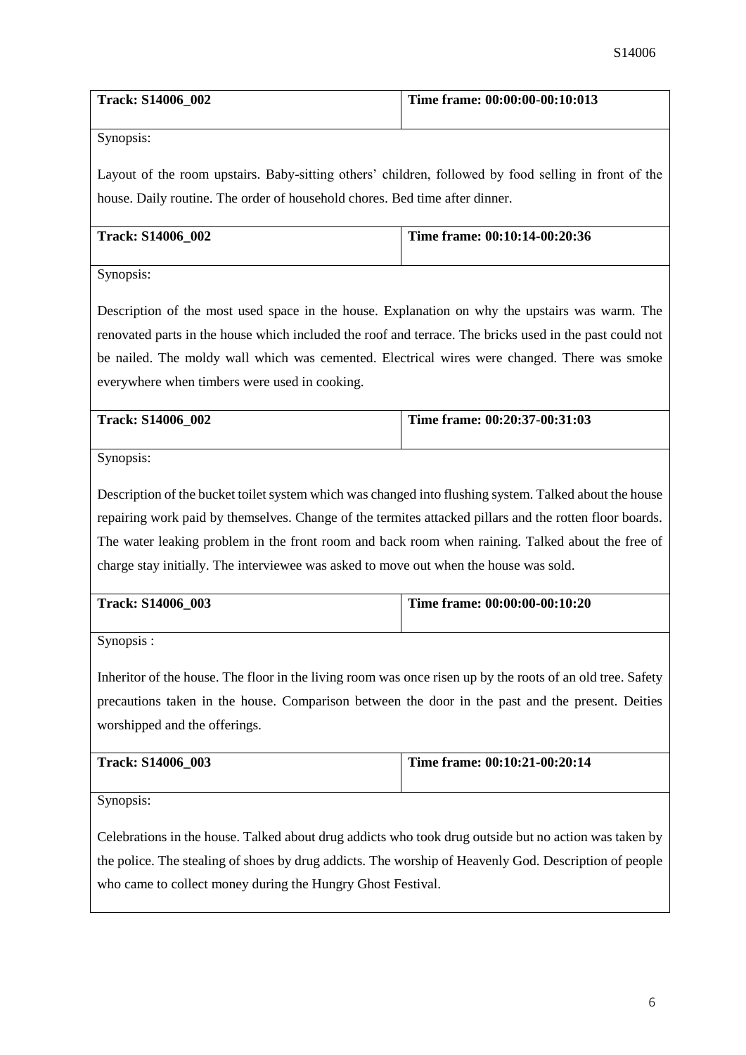| **Track: S14006_002** | **Time frame: 00:00:00-00:10:013** |
|---|---|

Synopsis:

Layout of the room upstairs. Baby-sitting others' children, followed by food selling in front of the house. Daily routine. The order of household chores. Bed time after dinner.

| **Track: S14006_002** | **Time frame: 00:10:14-00:20:36** |
|---|---|

Synopsis:

Description of the most used space in the house. Explanation on why the upstairs was warm. The renovated parts in the house which included the roof and terrace. The bricks used in the past could not be nailed. The moldy wall which was cemented. Electrical wires were changed. There was smoke everywhere when timbers were used in cooking.

| **Track: S14006_002** | **Time frame: 00:20:37-00:31:03** |
|---|---|

Synopsis:

Description of the bucket toilet system which was changed into flushing system. Talked about the house repairing work paid by themselves. Change of the termites attacked pillars and the rotten floor boards. The water leaking problem in the front room and back room when raining. Talked about the free of charge stay initially. The interviewee was asked to move out when the house was sold.

| **Track: S14006_003** | **Time frame: 00:00:00-00:10:20** |
|---|---|

Synopsis :

Inheritor of the house. The floor in the living room was once risen up by the roots of an old tree. Safety precautions taken in the house. Comparison between the door in the past and the present. Deities worshipped and the offerings.

| **Track: S14006_003** | **Time frame: 00:10:21-00:20:14** |
|---|---|

Synopsis:

Celebrations in the house. Talked about drug addicts who took drug outside but no action was taken by the police. The stealing of shoes by drug addicts. The worship of Heavenly God. Description of people who came to collect money during the Hungry Ghost Festival.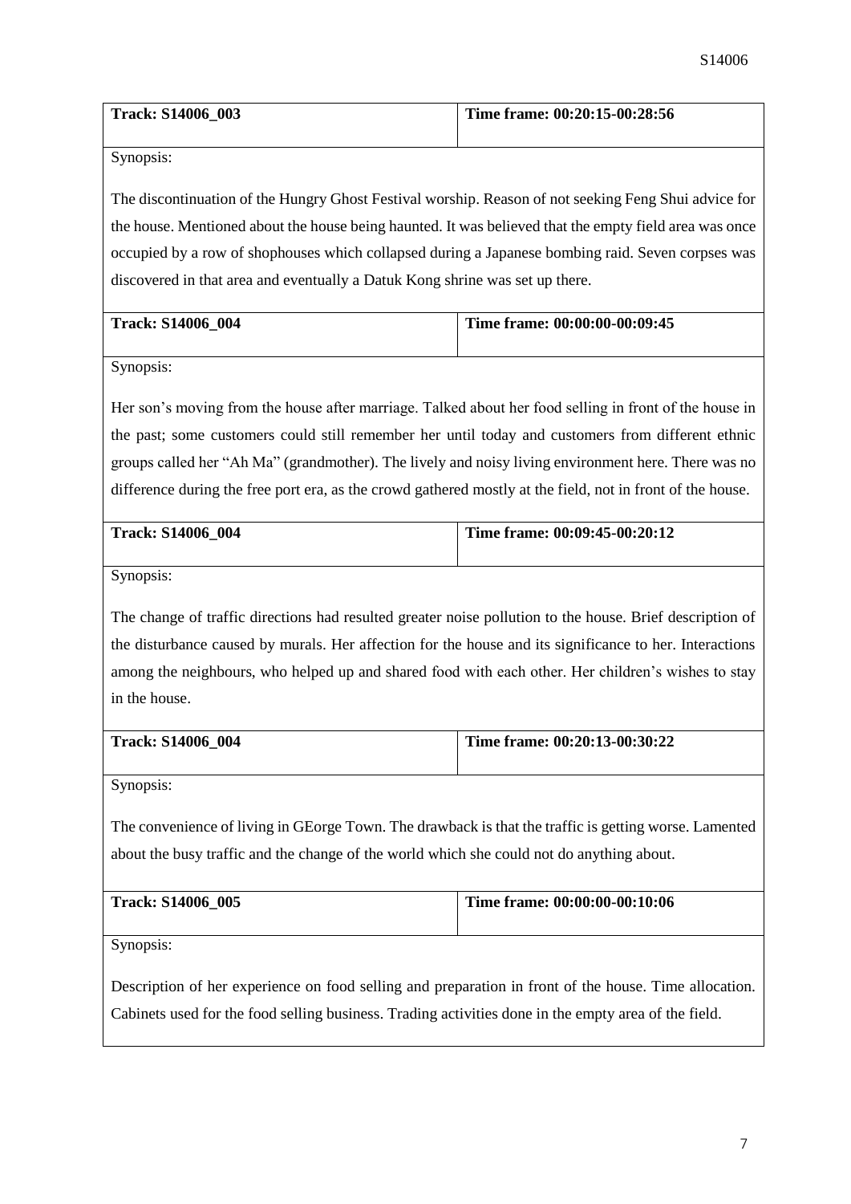| **Track: S14006_003** | **Time frame: 00:20:15-00:28:56** |
|---|---|

Synopsis:

The discontinuation of the Hungry Ghost Festival worship. Reason of not seeking Feng Shui advice for the house. Mentioned about the house being haunted. It was believed that the empty field area was once occupied by a row of shophouses which collapsed during a Japanese bombing raid. Seven corpses was discovered in that area and eventually a Datuk Kong shrine was set up there.

| **Track: S14006_004** | **Time frame: 00:00:00-00:09:45** |
|---|---|

Synopsis:

Her son's moving from the house after marriage. Talked about her food selling in front of the house in the past; some customers could still remember her until today and customers from different ethnic groups called her "Ah Ma" (grandmother). The lively and noisy living environment here. There was no difference during the free port era, as the crowd gathered mostly at the field, not in front of the house.

| **Track: S14006_004** | **Time frame: 00:09:45-00:20:12** |
|---|---|

Synopsis:

The change of traffic directions had resulted greater noise pollution to the house. Brief description of the disturbance caused by murals. Her affection for the house and its significance to her. Interactions among the neighbours, who helped up and shared food with each other. Her children's wishes to stay in the house.

| **Track: S14006_004** | **Time frame: 00:20:13-00:30:22** |
|---|---|

Synopsis:

The convenience of living in GEorge Town. The drawback is that the traffic is getting worse. Lamented about the busy traffic and the change of the world which she could not do anything about.

| **Track: S14006_005** | **Time frame: 00:00:00-00:10:06** |
|---|---|

Synopsis:

Description of her experience on food selling and preparation in front of the house. Time allocation. Cabinets used for the food selling business. Trading activities done in the empty area of the field.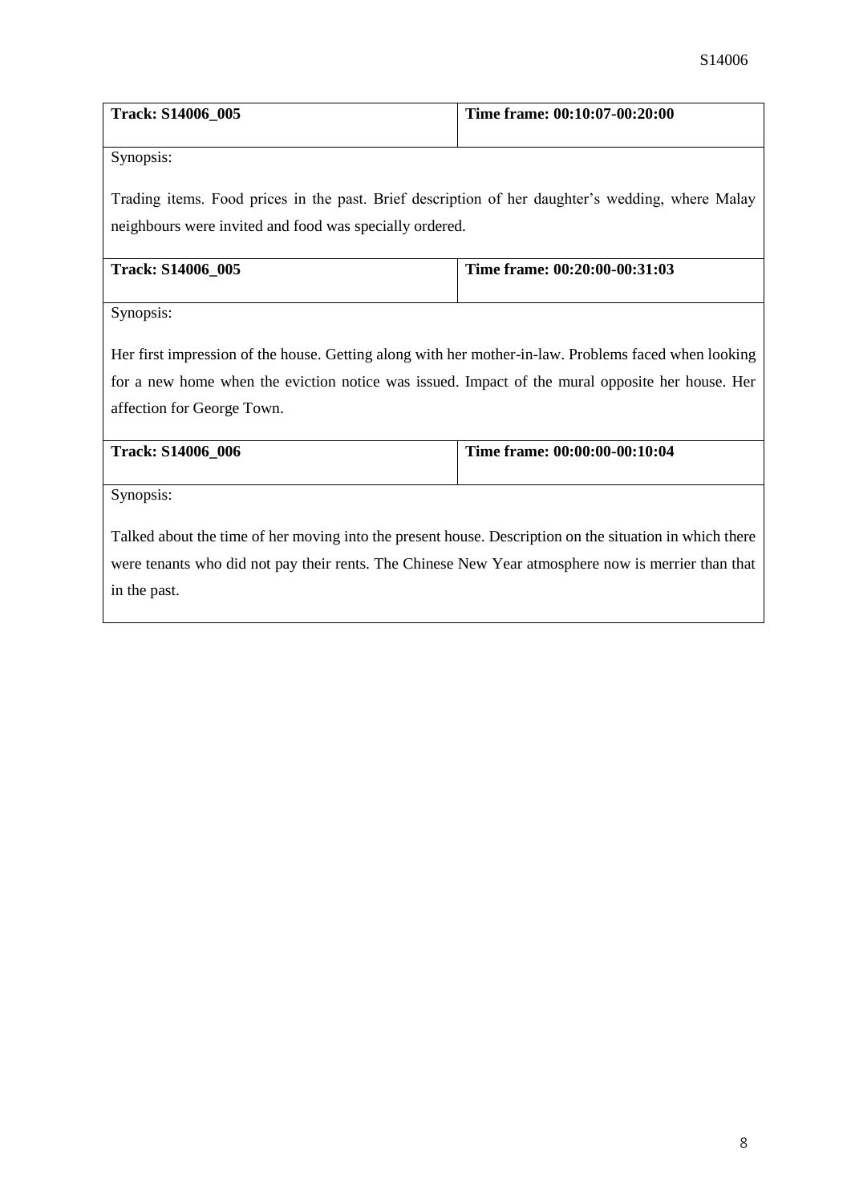| **Track: S14006_005** | **Time frame: 00:10:07-00:20:00** |
| --- | --- |
| Synopsis:<br><br>Trading items. Food prices in the past. Brief description of her daughter's wedding, where Malay neighbours were invited and food was specially ordered. | |
| **Track: S14006_005** | **Time frame: 00:20:00-00:31:03** |
| Synopsis:<br><br>Her first impression of the house. Getting along with her mother-in-law. Problems faced when looking for a new home when the eviction notice was issued. Impact of the mural opposite her house. Her affection for George Town. | |
| **Track: S14006_006** | **Time frame: 00:00:00-00:10:04** |
| Synopsis:<br><br>Talked about the time of her moving into the present house. Description on the situation in which there were tenants who did not pay their rents. The Chinese New Year atmosphere now is merrier than that in the past. | |